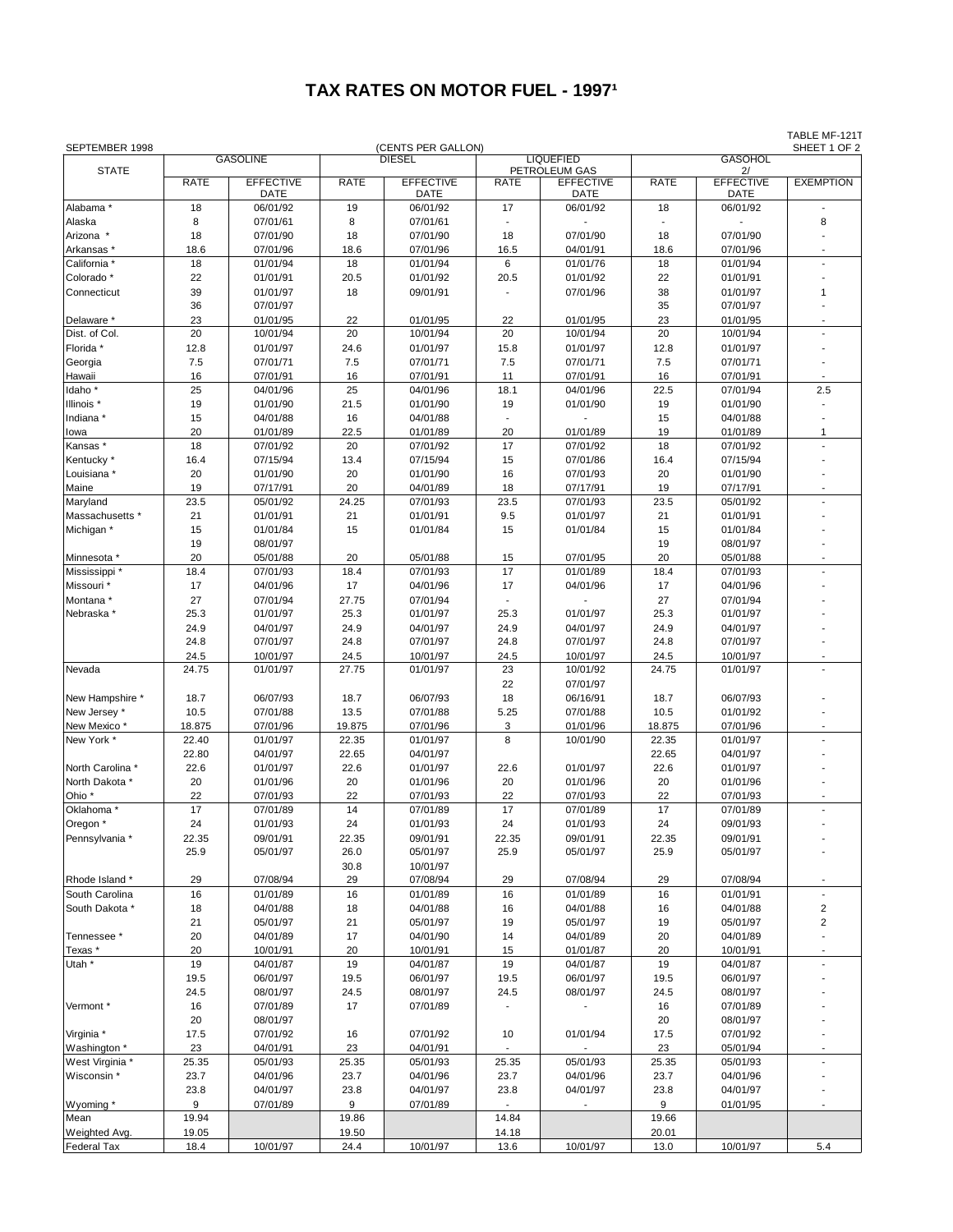# TAX RATES ON MOTOR FUEL - 1997[1]

SEPTEMBER 1998 (CENTS PER GALLON) TABLE MF-121T SHEET 1 OF 2

| STATE | GASOLINE | | DIESEL | | LIQUEFIED PETROLEUM GAS | | GASOHOL 2/ | | |
|---|---|---|---|---|---|---|---|---|---|
| | RATE | EFFECTIVE DATE | RATE | EFFECTIVE DATE | RATE | EFFECTIVE DATE | RATE | EFFECTIVE DATE | EXEMPTION |
| Alabama * | 18 | 06/01/92 | 19 | 06/01/92 | 17 | 06/01/92 | 18 | 06/01/92 | - |
| Alaska | 8 | 07/01/61 | 8 | 07/01/61 | - | - | - | - | 8 |
| Arizona * | 18 | 07/01/90 | 18 | 07/01/90 | 18 | 07/01/90 | 18 | 07/01/90 | - |
| Arkansas * | 18.6 | 07/01/96 | 18.6 | 07/01/96 | 16.5 | 04/01/91 | 18.6 | 07/01/96 | - |
| California * | 18 | 01/01/94 | 18 | 01/01/94 | 6 | 01/01/76 | 18 | 01/01/94 | - |
| Colorado * | 22 | 01/01/91 | 20.5 | 01/01/92 | 20.5 | 01/01/92 | 22 | 01/01/91 | - |
| Connecticut | 39 | 01/01/97 | 18 | 09/01/91 | - | 07/01/96 | 38 | 01/01/97 | 1 |
| | 36 | 07/01/97 | | | | | 35 | 07/01/97 | - |
| Delaware * | 23 | 01/01/95 | 22 | 01/01/95 | 22 | 01/01/95 | 23 | 01/01/95 | - |
| Dist. of Col. | 20 | 10/01/94 | 20 | 10/01/94 | 20 | 10/01/94 | 20 | 10/01/94 | - |
| Florida * | 12.8 | 01/01/97 | 24.6 | 01/01/97 | 15.8 | 01/01/97 | 12.8 | 01/01/97 | - |
| Georgia | 7.5 | 07/01/71 | 7.5 | 07/01/71 | 7.5 | 07/01/71 | 7.5 | 07/01/71 | - |
| Hawaii | 16 | 07/01/91 | 16 | 07/01/91 | 11 | 07/01/91 | 16 | 07/01/91 | - |
| Idaho * | 25 | 04/01/96 | 25 | 04/01/96 | 18.1 | 04/01/96 | 22.5 | 07/01/94 | 2.5 |
| Illinois * | 19 | 01/01/90 | 21.5 | 01/01/90 | 19 | 01/01/90 | 19 | 01/01/90 | - |
| Indiana * | 15 | 04/01/88 | 16 | 04/01/88 | - | - | 15 | 04/01/88 | - |
| Iowa | 20 | 01/01/89 | 22.5 | 01/01/89 | 20 | 01/01/89 | 19 | 01/01/89 | 1 |
| Kansas * | 18 | 07/01/92 | 20 | 07/01/92 | 17 | 07/01/92 | 18 | 07/01/92 | - |
| Kentucky * | 16.4 | 07/15/94 | 13.4 | 07/15/94 | 15 | 07/01/86 | 16.4 | 07/15/94 | - |
| Louisiana * | 20 | 01/01/90 | 20 | 01/01/90 | 16 | 07/01/93 | 20 | 01/01/90 | - |
| Maine | 19 | 07/17/91 | 20 | 04/01/89 | 18 | 07/17/91 | 19 | 07/17/91 | - |
| Maryland | 23.5 | 05/01/92 | 24.25 | 07/01/93 | 23.5 | 07/01/93 | 23.5 | 05/01/92 | - |
| Massachusetts * | 21 | 01/01/91 | 21 | 01/01/91 | 9.5 | 01/01/97 | 21 | 01/01/91 | - |
| Michigan * | 15 | 01/01/84 | 15 | 01/01/84 | 15 | 01/01/84 | 15 | 01/01/84 | - |
| | 19 | 08/01/97 | | | | | 19 | 08/01/97 | - |
| Minnesota * | 20 | 05/01/88 | 20 | 05/01/88 | 15 | 07/01/95 | 20 | 05/01/88 | - |
| Mississippi * | 18.4 | 07/01/93 | 18.4 | 07/01/93 | 17 | 01/01/89 | 18.4 | 07/01/93 | - |
| Missouri * | 17 | 04/01/96 | 17 | 04/01/96 | 17 | 04/01/96 | 17 | 04/01/96 | - |
| Montana * | 27 | 07/01/94 | 27.75 | 07/01/94 | - | - | 27 | 07/01/94 | - |
| Nebraska * | 25.3 | 01/01/97 | 25.3 | 01/01/97 | 25.3 | 01/01/97 | 25.3 | 01/01/97 | - |
| | 24.9 | 04/01/97 | 24.9 | 04/01/97 | 24.9 | 04/01/97 | 24.9 | 04/01/97 | - |
| | 24.8 | 07/01/97 | 24.8 | 07/01/97 | 24.8 | 07/01/97 | 24.8 | 07/01/97 | - |
| | 24.5 | 10/01/97 | 24.5 | 10/01/97 | 24.5 | 10/01/97 | 24.5 | 10/01/97 | - |
| Nevada | 24.75 | 01/01/97 | 27.75 | 01/01/97 | 23 | 10/01/92 | 24.75 | 01/01/97 | - |
| | | | | | 22 | 07/01/97 | | | |
| New Hampshire * | 18.7 | 06/07/93 | 18.7 | 06/07/93 | 18 | 06/16/91 | 18.7 | 06/07/93 | - |
| New Jersey * | 10.5 | 07/01/88 | 13.5 | 07/01/88 | 5.25 | 07/01/88 | 10.5 | 01/01/92 | - |
| New Mexico * | 18.875 | 07/01/96 | 19.875 | 07/01/96 | 3 | 01/01/96 | 18.875 | 07/01/96 | - |
| New York * | 22.40 | 01/01/97 | 22.35 | 01/01/97 | 8 | 10/01/90 | 22.35 | 01/01/97 | - |
| | 22.80 | 04/01/97 | 22.65 | 04/01/97 | | | 22.65 | 04/01/97 | - |
| North Carolina * | 22.6 | 01/01/97 | 22.6 | 01/01/97 | 22.6 | 01/01/97 | 22.6 | 01/01/97 | - |
| North Dakota * | 20 | 01/01/96 | 20 | 01/01/96 | 20 | 01/01/96 | 20 | 01/01/96 | - |
| Ohio * | 22 | 07/01/93 | 22 | 07/01/93 | 22 | 07/01/93 | 22 | 07/01/93 | - |
| Oklahoma * | 17 | 07/01/89 | 14 | 07/01/89 | 17 | 07/01/89 | 17 | 07/01/89 | - |
| Oregon * | 24 | 01/01/93 | 24 | 01/01/93 | 24 | 01/01/93 | 24 | 09/01/93 | - |
| Pennsylvania * | 22.35 | 09/01/91 | 22.35 | 09/01/91 | 22.35 | 09/01/91 | 22.35 | 09/01/91 | - |
| | 25.9 | 05/01/97 | 26.0 | 05/01/97 | 25.9 | 05/01/97 | 25.9 | 05/01/97 | - |
| | | | 30.8 | 10/01/97 | | | | | |
| Rhode Island * | 29 | 07/08/94 | 29 | 07/08/94 | 29 | 07/08/94 | 29 | 07/08/94 | - |
| South Carolina | 16 | 01/01/89 | 16 | 01/01/89 | 16 | 01/01/89 | 16 | 01/01/91 | - |
| South Dakota * | 18 | 04/01/88 | 18 | 04/01/88 | 16 | 04/01/88 | 16 | 04/01/88 | 2 |
| | 21 | 05/01/97 | 21 | 05/01/97 | 19 | 05/01/97 | 19 | 05/01/97 | 2 |
| Tennessee * | 20 | 04/01/89 | 17 | 04/01/90 | 14 | 04/01/89 | 20 | 04/01/89 | - |
| Texas * | 20 | 10/01/91 | 20 | 10/01/91 | 15 | 01/01/87 | 20 | 10/01/91 | - |
| Utah * | 19 | 04/01/87 | 19 | 04/01/87 | 19 | 04/01/87 | 19 | 04/01/87 | - |
| | 19.5 | 06/01/97 | 19.5 | 06/01/97 | 19.5 | 06/01/97 | 19.5 | 06/01/97 | - |
| | 24.5 | 08/01/97 | 24.5 | 08/01/97 | 24.5 | 08/01/97 | 24.5 | 08/01/97 | - |
| Vermont * | 16 | 07/01/89 | 17 | 07/01/89 | - | - | 16 | 07/01/89 | - |
| | 20 | 08/01/97 | | | | | 20 | 08/01/97 | - |
| Virginia * | 17.5 | 07/01/92 | 16 | 07/01/92 | 10 | 01/01/94 | 17.5 | 07/01/92 | - |
| Washington * | 23 | 04/01/91 | 23 | 04/01/91 | - | - | 23 | 05/01/94 | - |
| West Virginia * | 25.35 | 05/01/93 | 25.35 | 05/01/93 | 25.35 | 05/01/93 | 25.35 | 05/01/93 | - |
| Wisconsin * | 23.7 | 04/01/96 | 23.7 | 04/01/96 | 23.7 | 04/01/96 | 23.7 | 04/01/96 | - |
| | 23.8 | 04/01/97 | 23.8 | 04/01/97 | 23.8 | 04/01/97 | 23.8 | 04/01/97 | - |
| Wyoming * | 9 | 07/01/89 | 9 | 07/01/89 | - | - | 9 | 01/01/95 | - |
| Mean | 19.94 | | 19.86 | | 14.84 | | 19.66 | | |
| Weighted Avg. | 19.05 | | 19.50 | | 14.18 | | 20.01 | | |
| Federal Tax | 18.4 | 10/01/97 | 24.4 | 10/01/97 | 13.6 | 10/01/97 | 13.0 | 10/01/97 | 5.4 |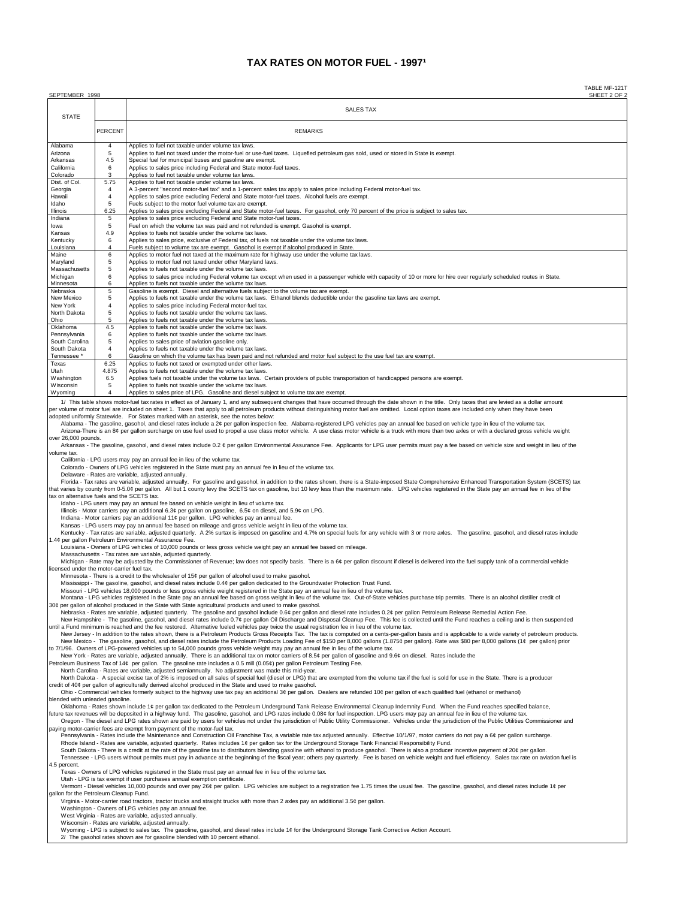# TAX RATES ON MOTOR FUEL - 1997[1]

SEPTEMBER 1998

TABLE MF-121T
SHEET 2 OF 2

| STATE | SALES TAX | |
|---|---|---|
| | PERCENT | REMARKS |
| Alabama | 4 | Applies to fuel not taxable under volume tax laws. |
| Arizona | 5 | Applies to fuel not taxed under the motor-fuel or use-fuel taxes. Liquefied petroleum gas sold, used or stored in State is exempt. |
| Arkansas | 4.5 | Special fuel for municipal buses and gasoline are exempt. |
| California | 6 | Applies to sales price including Federal and State motor-fuel taxes. |
| Colorado | 3 | Applies to fuel not taxable under volume tax laws. |
| Dist. of Col. | 5.75 | Applies to fuel not taxable under volume tax laws. |
| Georgia | 4 | A 3-percent "second motor-fuel tax" and a 1-percent sales tax apply to sales price including Federal motor-fuel tax. |
| Hawaii | 4 | Applies to sales price excluding Federal and State motor-fuel taxes. Alcohol fuels are exempt. |
| Idaho | 5 | Fuels subject to the motor fuel volume tax are exempt. |
| Illinois | 6.25 | Applies to sales price excluding Federal and State motor-fuel taxes. For gasohol, only 70 percent of the price is subject to sales tax. |
| Indiana | 5 | Applies to sales price excluding Federal and State motor-fuel taxes. |
| Iowa | 5 | Fuel on which the volume tax was paid and not refunded is exempt. Gasohol is exempt. |
| Kansas | 4.9 | Applies to fuels not taxable under the volume tax laws. |
| Kentucky | 6 | Applies to sales price, exclusive of Federal tax, of fuels not taxable under the volume tax laws. |
| Louisiana | 4 | Fuels subject to volume tax are exempt. Gasohol is exempt if alcohol produced in State. |
| Maine | 6 | Applies to motor fuel not taxed at the maximum rate for highway use under the volume tax laws. |
| Maryland | 5 | Applies to motor fuel not taxed under other Maryland laws. |
| Massachusetts | 5 | Applies to fuels not taxable under the volume tax laws. |
| Michigan | 6 | Applies to sales price including Federal volume tax except when used in a passenger vehicle with capacity of 10 or more for hire over regularly scheduled routes in State. |
| Minnesota | 6 | Applies to fuels not taxable under the volume tax laws. |
| Nebraska | 5 | Gasoline is exempt. Diesel and alternative fuels subject to the volume tax are exempt. |
| New Mexico | 5 | Applies to fuels not taxable under the volume tax laws. Ethanol blends deductible under the gasoline tax laws are exempt. |
| New York | 4 | Applies to sales price including Federal motor-fuel tax. |
| North Dakota | 5 | Applies to fuels not taxable under the volume tax laws. |
| Ohio | 5 | Applies to fuels not taxable under the volume tax laws. |
| Oklahoma | 4.5 | Applies to fuels not taxable under the volume tax laws. |
| Pennsylvania | 6 | Applies to fuels not taxable under the volume tax laws. |
| South Carolina | 5 | Applies to sales price of aviation gasoline only. |
| South Dakota | 4 | Applies to fuels not taxable under the volume tax laws. |
| Tennessee * | 6 | Gasoline on which the volume tax has been paid and not refunded and motor fuel subject to the use fuel tax are exempt. |
| Texas | 6.25 | Applies to fuels not taxed or exempted under other laws. |
| Utah | 4.875 | Applies to fuels not taxable under the volume tax laws. |
| Washington | 6.5 | Applies fuels not taxable under the volume tax laws. Certain providers of public transportation of handicapped persons are exempt. |
| Wisconsin | 5 | Applies to fuels not taxable under the volume tax laws. |
| Wyoming | 4 | Applies to sales price of LPG. Gasoline and diesel subject to volume tax are exempt. |

1/ This table shows motor-fuel tax rates in effect as of January 1, and any subsequent changes that have occurred through the date shown in the title. Only taxes that are levied as a dollar amount per volume of motor fuel are included on sheet 1. Taxes that apply to all petroleum products without distinguishing motor fuel are omitted. Local option taxes are included only when they have been adopted uniformly Statewide. For States marked with an asterisk, see the notes below:

Alabama - The gasoline, gasohol, and diesel rates include a 2¢ per gallon inspection fee. Alabama-registered LPG vehicles pay an annual fee based on vehicle type in lieu of the volume tax.

Arizona-There is an 8¢ per gallon surcharge on use fuel used to propel a use class motor vehicle. A use class motor vehicle is a truck with more than two axles or with a declared gross vehicle weight over 26,000 pounds.

Arkansas - The gasoline, gasohol, and diesel rates include 0.2 ¢ per gallon Environmental Assurance Fee. Applicants for LPG user permits must pay a fee based on vehicle size and weight in lieu of the volume tax.

California - LPG users may pay an annual fee in lieu of the volume tax.

Colorado - Owners of LPG vehicles registered in the State must pay an annual fee in lieu of the volume tax.

Delaware - Rates are variable, adjusted annually.

Florida - Tax rates are variable, adjusted annually. For gasoline and gasohol, in addition to the rates shown, there is a State-imposed State Comprehensive Enhanced Transportation System (SCETS) tax that varies by county from 0-5.0¢ per gallon. All but 1 county levy the SCETS tax on gasoline, but 10 levy less than the maximum rate. LPG vehicles registered in the State pay an annual fee in lieu of the tax on alternative fuels and the SCETS tax.

Idaho - LPG users may pay an annual fee based on vehicle weight in lieu of volume tax.

Illinois - Motor carriers pay an additional 6.3¢ per gallon on gasoline, 6.5¢ on diesel, and 5.9¢ on LPG.

Indiana - Motor carriers pay an additional 11¢ per gallon. LPG vehicles pay an annual fee.

Kansas - LPG users may pay an annual fee based on mileage and gross vehicle weight in lieu of the volume tax.

Kentucky - Tax rates are variable, adjusted quarterly. A 2% surtax is imposed on gasoline and 4.7% on special fuels for any vehicle with 3 or more axles. The gasoline, gasohol, and diesel rates include 1.4¢ per gallon Petroleum Environmental Assurance Fee.

Louisiana - Owners of LPG vehicles of 10,000 pounds or less gross vehicle weight pay an annual fee based on mileage.

Massachusetts - Tax rates are variable, adjusted quarterly.

Michigan - Rate may be adjusted by the Commissioner of Revenue; law does not specify basis. There is a 6¢ per gallon discount if diesel is delivered into the fuel supply tank of a commercial vehicle licensed under the motor-carrier fuel tax.

Minnesota - There is a credit to the wholesaler of 15¢ per gallon of alcohol used to make gasohol.

Mississippi - The gasoline, gasohol, and diesel rates include 0.4¢ per gallon dedicated to the Groundwater Protection Trust Fund.

Missouri - LPG vehicles 18,000 pounds or less gross vehicle weight registered in the State pay an annual fee in lieu of the volume tax.

Montana - LPG vehicles registered in the State pay an annual fee based on gross weight in lieu of the volume tax. Out-of-State vehicles purchase trip permits. There is an alcohol distiller credit of 30¢ per gallon of alcohol produced in the State with State agricultural products and used to make gasohol.

Nebraska - Rates are variable, adjusted quarterly. The gasoline and gasohol include 0.6¢ per gallon and diesel rate includes 0.2¢ per gallon Petroleum Release Remedial Action Fee.

New Hampshire - The gasoline, gasohol, and diesel rates include 0.7¢ per gallon Oil Discharge and Disposal Cleanup Fee. This fee is collected until the Fund reaches a ceiling and is then suspended until a Fund minimum is reached and the fee restored. Alternative fueled vehicles pay twice the usual registration fee in lieu of the volume tax.

New Jersey - In addition to the rates shown, there is a Petroleum Products Gross Receipts Tax. The tax is computed on a cents-per-gallon basis and is applicable to a wide variety of petroleum products.

New Mexico - The gasoline, gasohol, and diesel rates include the Petroleum Products Loading Fee of $150 per 8,000 gallons (1.875¢ per gallon). Rate was $80 per 8,000 gallons (1¢ per gallon) prior to 7/1/96. Owners of LPG-powered vehicles up to 54,000 pounds gross vehicle weight may pay an annual fee in lieu of the volume tax.

New York - Rates are variable, adjusted annually. There is an additional tax on motor carriers of 8.5¢ per gallon of gasoline and 9.6¢ on diesel. Rates include the Petroleum Business Tax of 14¢ per gallon. The gasoline rate includes a 0.5 mill (0.05¢) per gallon Petroleum Testing Fee.

North Carolina - Rates are variable, adjusted semiannually. No adjustment was made this mid-year.

North Dakota - A special excise tax of 2% is imposed on all sales of special fuel (diesel or LPG) that are exempted from the volume tax if the fuel is sold for use in the State. There is a producer credit of 40¢ per gallon of agriculturally derived alcohol produced in the State and used to make gasohol.

Ohio - Commercial vehicles formerly subject to the highway use tax pay an additional 3¢ per gallon. Dealers are refunded 10¢ per gallon of each qualified fuel (ethanol or methanol) blended with unleaded gasoline.

Oklahoma - Rates shown include 1¢ per gallon tax dedicated to the Petroleum Underground Tank Release Environmental Cleanup Indemnity Fund. When the Fund reaches specified balance, future tax revenues will be deposited in a highway fund. The gasoline, gasohol, and LPG rates include 0.08¢ for fuel inspection. LPG users may pay an annual fee in lieu of the volume tax.

Oregon - The diesel and LPG rates shown are paid by users for vehicles not under the jurisdiction of Public Utility Commissioner. Vehicles under the jurisdiction of the Public Utilities Commissioner and paying motor-carrier fees are exempt from payment of the motor-fuel tax.

Pennsylvania - Rates include the Maintenance and Construction Oil Franchise Tax, a variable rate tax adjusted annually. Effective 10/1/97, motor carriers do not pay a 6¢ per gallon surcharge.

Rhode Island - Rates are variable, adjusted quarterly. Rates includes 1¢ per gallon tax for the Underground Storage Tank Financial Responsibility Fund.

South Dakota - There is a credit at the rate of the gasoline tax to distributors blending gasoline with ethanol to produce gasohol. There is also a producer incentive payment of 20¢ per gallon.

Tennessee - LPG users without permits must pay in advance at the beginning of the fiscal year; others pay quarterly. Fee is based on vehicle weight and fuel efficiency. Sales tax rate on aviation fuel is 4.5 percent.

Texas - Owners of LPG vehicles registered in the State must pay an annual fee in lieu of the volume tax.

Utah - LPG is tax exempt if user purchases annual exemption certificate.

Vermont - Diesel vehicles 10,000 pounds and over pay 26¢ per gallon. LPG vehicles are subject to a registration fee 1.75 times the usual fee. The gasoline, gasohol, and diesel rates include 1¢ per gallon for the Petroleum Cleanup Fund.

Virginia - Motor-carrier road tractors, tractor trucks and straight trucks with more than 2 axles pay an additional 3.5¢ per gallon.

Washington - Owners of LPG vehicles pay an annual fee.

West Virginia - Rates are variable, adjusted annually.

Wisconsin - Rates are variable, adjusted annually.

Wyoming - LPG is subject to sales tax. The gasoline, gasohol, and diesel rates include 1¢ for the Underground Storage Tank Corrective Action Account.

2/ The gasohol rates shown are for gasoline blended with 10 percent ethanol.